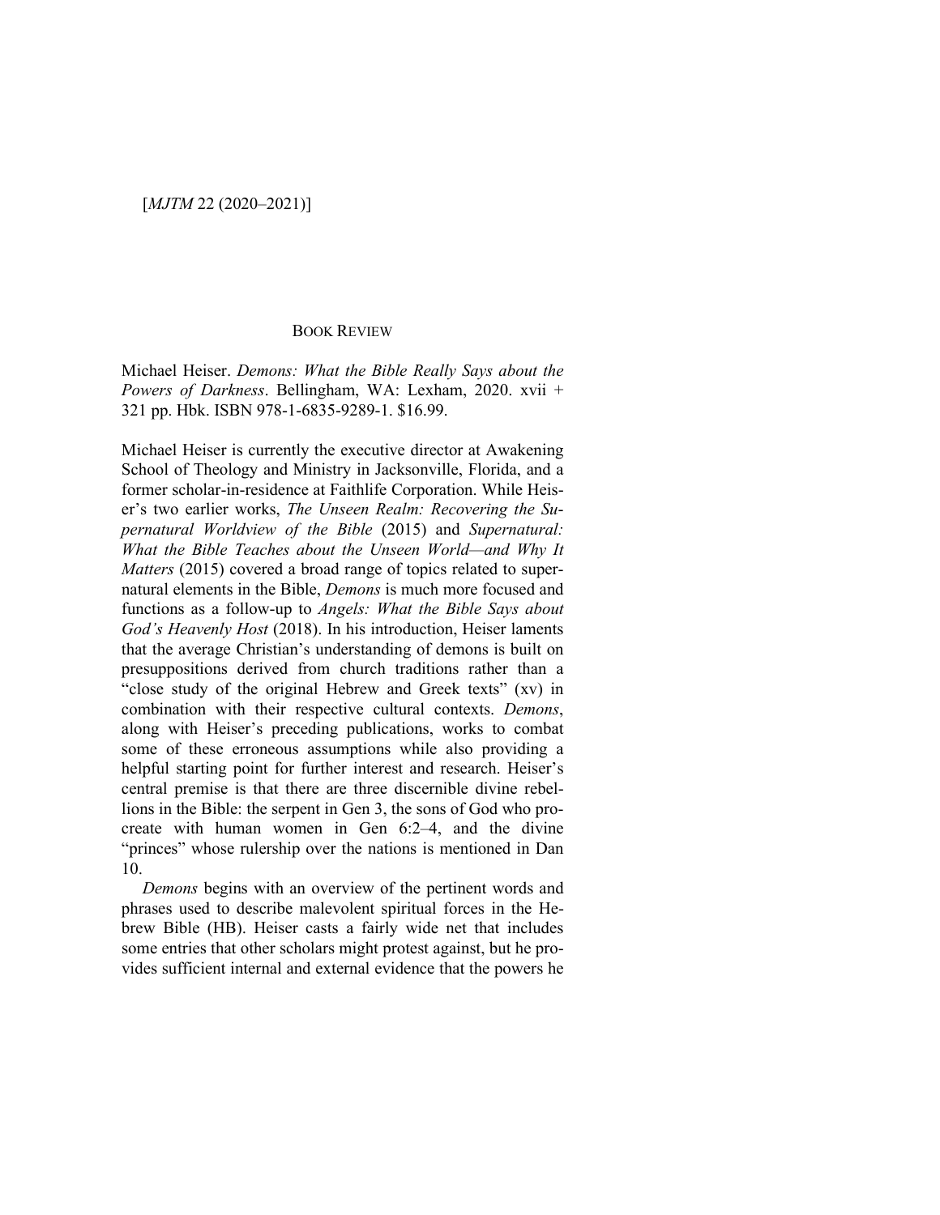## BOOK REVIEW

Michael Heiser. *Demons: What the Bible Really Says about the Powers of Darkness*. Bellingham, WA: Lexham, 2020. xvii + 321 pp. Hbk. ISBN 978-1-6835-9289-1. $16.99.

Michael Heiser is currently the executive director at Awakening School of Theology and Ministry in Jacksonville, Florida, and a former scholar-in-residence at Faithlife Corporation. While Heiser's two earlier works, *The Unseen Realm: Recovering the Supernatural Worldview of the Bible* (2015) and *Supernatural: What the Bible Teaches about the Unseen World—and Why It Matters* (2015) covered a broad range of topics related to supernatural elements in the Bible, *Demons* is much more focused and functions as a follow-up to *Angels: What the Bible Says about God's Heavenly Host* (2018). In his introduction, Heiser laments that the average Christian's understanding of demons is built on presuppositions derived from church traditions rather than a "close study of the original Hebrew and Greek texts" (xv) in combination with their respective cultural contexts. *Demons*, along with Heiser's preceding publications, works to combat some of these erroneous assumptions while also providing a helpful starting point for further interest and research. Heiser's central premise is that there are three discernible divine rebellions in the Bible: the serpent in Gen 3, the sons of God who procreate with human women in Gen 6:2–4, and the divine "princes" whose rulership over the nations is mentioned in Dan 10.

*Demons* begins with an overview of the pertinent words and phrases used to describe malevolent spiritual forces in the Hebrew Bible (HB). Heiser casts a fairly wide net that includes some entries that other scholars might protest against, but he provides sufficient internal and external evidence that the powers he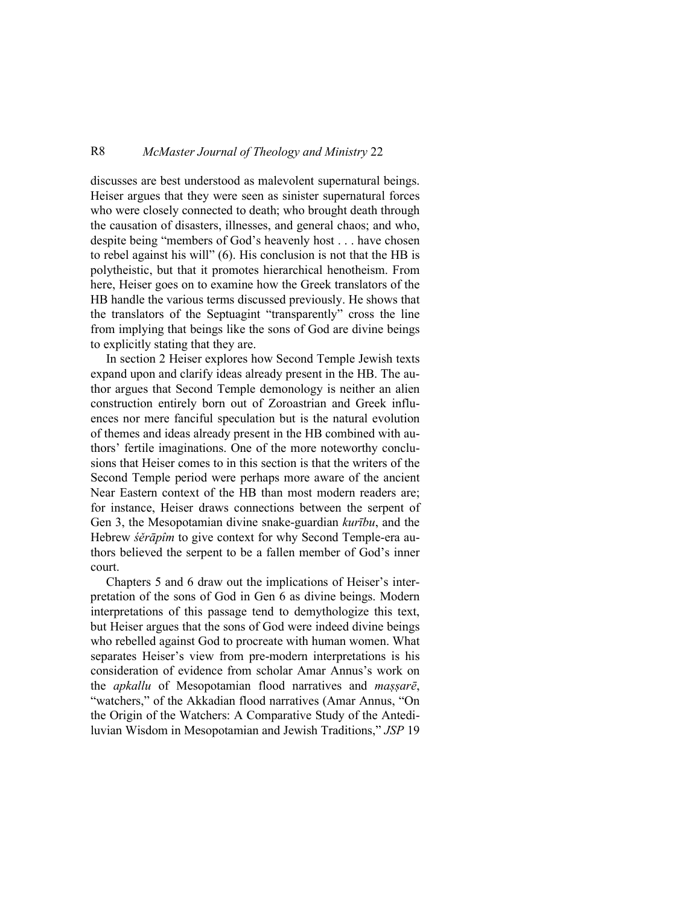discusses are best understood as malevolent supernatural beings. Heiser argues that they were seen as sinister supernatural forces who were closely connected to death; who brought death through the causation of disasters, illnesses, and general chaos; and who, despite being "members of God's heavenly host . . . have chosen to rebel against his will" (6). His conclusion is not that the HB is polytheistic, but that it promotes hierarchical henotheism. From here, Heiser goes on to examine how the Greek translators of the HB handle the various terms discussed previously. He shows that the translators of the Septuagint "transparently" cross the line from implying that beings like the sons of God are divine beings to explicitly stating that they are.

In section 2 Heiser explores how Second Temple Jewish texts expand upon and clarify ideas already present in the HB. The author argues that Second Temple demonology is neither an alien construction entirely born out of Zoroastrian and Greek influences nor mere fanciful speculation but is the natural evolution of themes and ideas already present in the HB combined with authors' fertile imaginations. One of the more noteworthy conclusions that Heiser comes to in this section is that the writers of the Second Temple period were perhaps more aware of the ancient Near Eastern context of the HB than most modern readers are; for instance, Heiser draws connections between the serpent of Gen 3, the Mesopotamian divine snake-guardian *kurību*, and the Hebrew *śĕrāpîm* to give context for why Second Temple-era authors believed the serpent to be a fallen member of God's inner court.

Chapters 5 and 6 draw out the implications of Heiser's interpretation of the sons of God in Gen 6 as divine beings. Modern interpretations of this passage tend to demythologize this text, but Heiser argues that the sons of God were indeed divine beings who rebelled against God to procreate with human women. What separates Heiser's view from pre-modern interpretations is his consideration of evidence from scholar Amar Annus's work on the *apkallu* of Mesopotamian flood narratives and *maṣṣarē*, "watchers," of the Akkadian flood narratives (Amar Annus, "On the Origin of the Watchers: A Comparative Study of the Antediluvian Wisdom in Mesopotamian and Jewish Traditions," *JSP* 19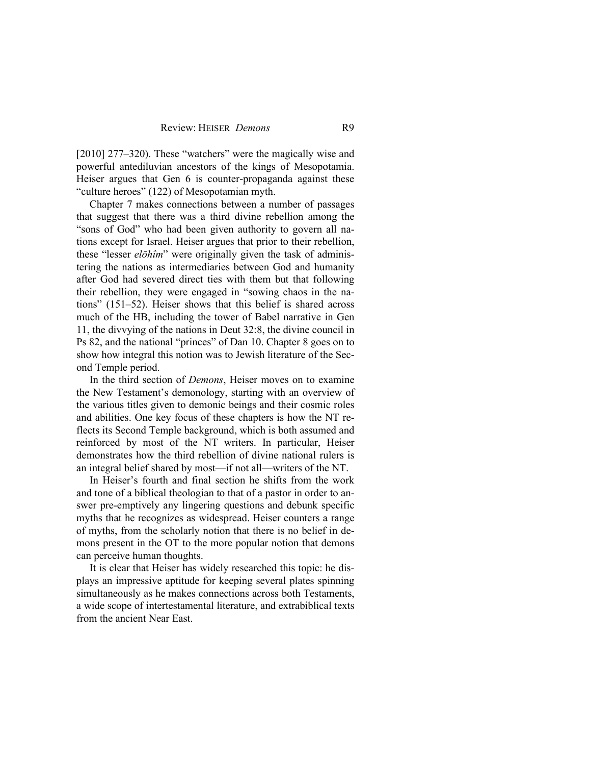[2010] 277–320). These "watchers" were the magically wise and powerful antediluvian ancestors of the kings of Mesopotamia. Heiser argues that Gen 6 is counter-propaganda against these "culture heroes" (122) of Mesopotamian myth.

Chapter 7 makes connections between a number of passages that suggest that there was a third divine rebellion among the "sons of God" who had been given authority to govern all nations except for Israel. Heiser argues that prior to their rebellion, these "lesser *elōhîm*" were originally given the task of administering the nations as intermediaries between God and humanity after God had severed direct ties with them but that following their rebellion, they were engaged in "sowing chaos in the nations" (151–52). Heiser shows that this belief is shared across much of the HB, including the tower of Babel narrative in Gen 11, the divvying of the nations in Deut 32:8, the divine council in Ps 82, and the national "princes" of Dan 10. Chapter 8 goes on to show how integral this notion was to Jewish literature of the Second Temple period.

In the third section of *Demons*, Heiser moves on to examine the New Testament's demonology, starting with an overview of the various titles given to demonic beings and their cosmic roles and abilities. One key focus of these chapters is how the NT reflects its Second Temple background, which is both assumed and reinforced by most of the NT writers. In particular, Heiser demonstrates how the third rebellion of divine national rulers is an integral belief shared by most—if not all—writers of the NT.

In Heiser's fourth and final section he shifts from the work and tone of a biblical theologian to that of a pastor in order to answer pre-emptively any lingering questions and debunk specific myths that he recognizes as widespread. Heiser counters a range of myths, from the scholarly notion that there is no belief in demons present in the OT to the more popular notion that demons can perceive human thoughts.

It is clear that Heiser has widely researched this topic: he displays an impressive aptitude for keeping several plates spinning simultaneously as he makes connections across both Testaments, a wide scope of intertestamental literature, and extrabiblical texts from the ancient Near East.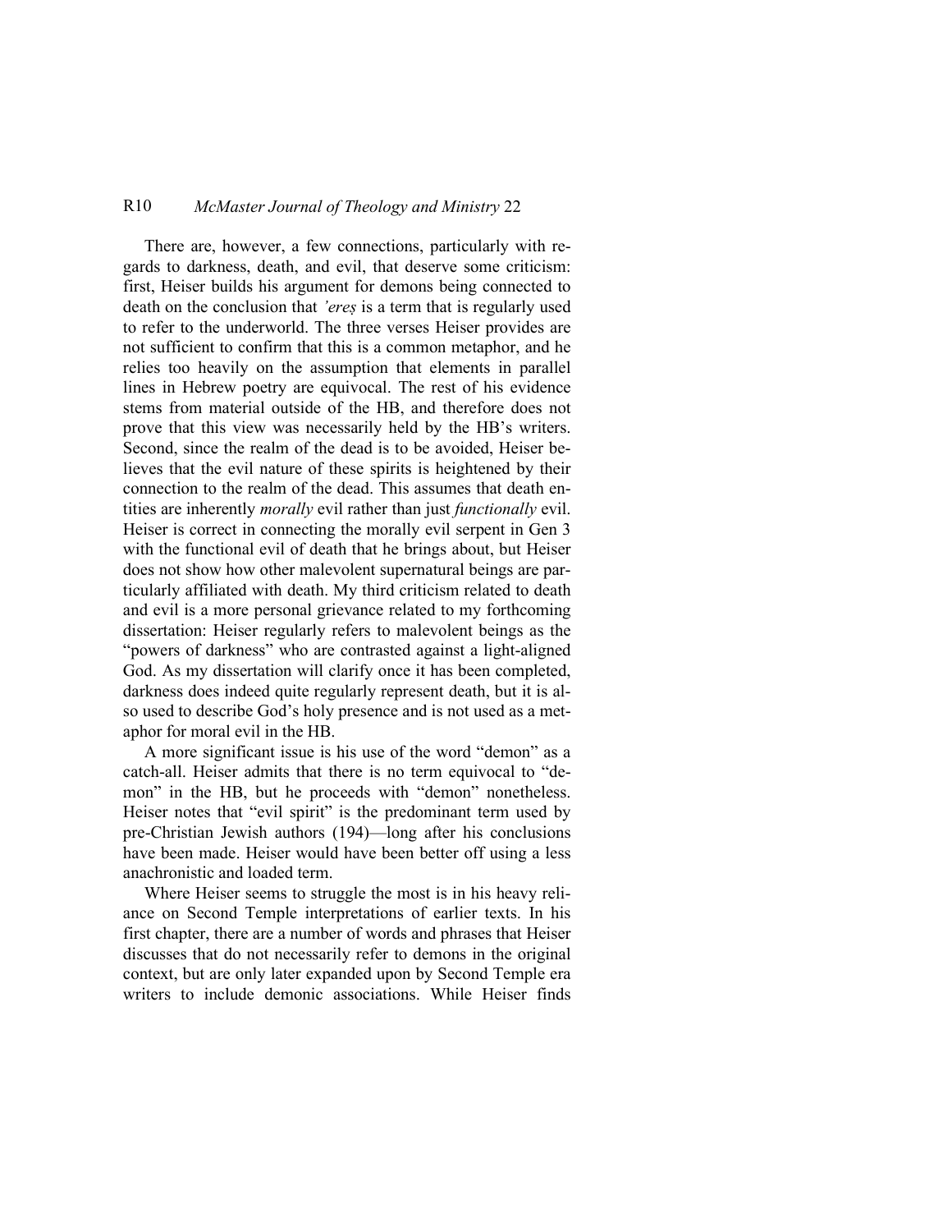There are, however, a few connections, particularly with regards to darkness, death, and evil, that deserve some criticism: first, Heiser builds his argument for demons being connected to death on the conclusion that *'ereṣ* is a term that is regularly used to refer to the underworld. The three verses Heiser provides are not sufficient to confirm that this is a common metaphor, and he relies too heavily on the assumption that elements in parallel lines in Hebrew poetry are equivocal. The rest of his evidence stems from material outside of the HB, and therefore does not prove that this view was necessarily held by the HB's writers. Second, since the realm of the dead is to be avoided, Heiser believes that the evil nature of these spirits is heightened by their connection to the realm of the dead. This assumes that death entities are inherently *morally* evil rather than just *functionally* evil. Heiser is correct in connecting the morally evil serpent in Gen 3 with the functional evil of death that he brings about, but Heiser does not show how other malevolent supernatural beings are particularly affiliated with death. My third criticism related to death and evil is a more personal grievance related to my forthcoming dissertation: Heiser regularly refers to malevolent beings as the "powers of darkness" who are contrasted against a light-aligned God. As my dissertation will clarify once it has been completed, darkness does indeed quite regularly represent death, but it is also used to describe God's holy presence and is not used as a metaphor for moral evil in the HB.

A more significant issue is his use of the word "demon" as a catch-all. Heiser admits that there is no term equivocal to "demon" in the HB, but he proceeds with "demon" nonetheless. Heiser notes that "evil spirit" is the predominant term used by pre-Christian Jewish authors (194)—long after his conclusions have been made. Heiser would have been better off using a less anachronistic and loaded term.

Where Heiser seems to struggle the most is in his heavy reliance on Second Temple interpretations of earlier texts. In his first chapter, there are a number of words and phrases that Heiser discusses that do not necessarily refer to demons in the original context, but are only later expanded upon by Second Temple era writers to include demonic associations. While Heiser finds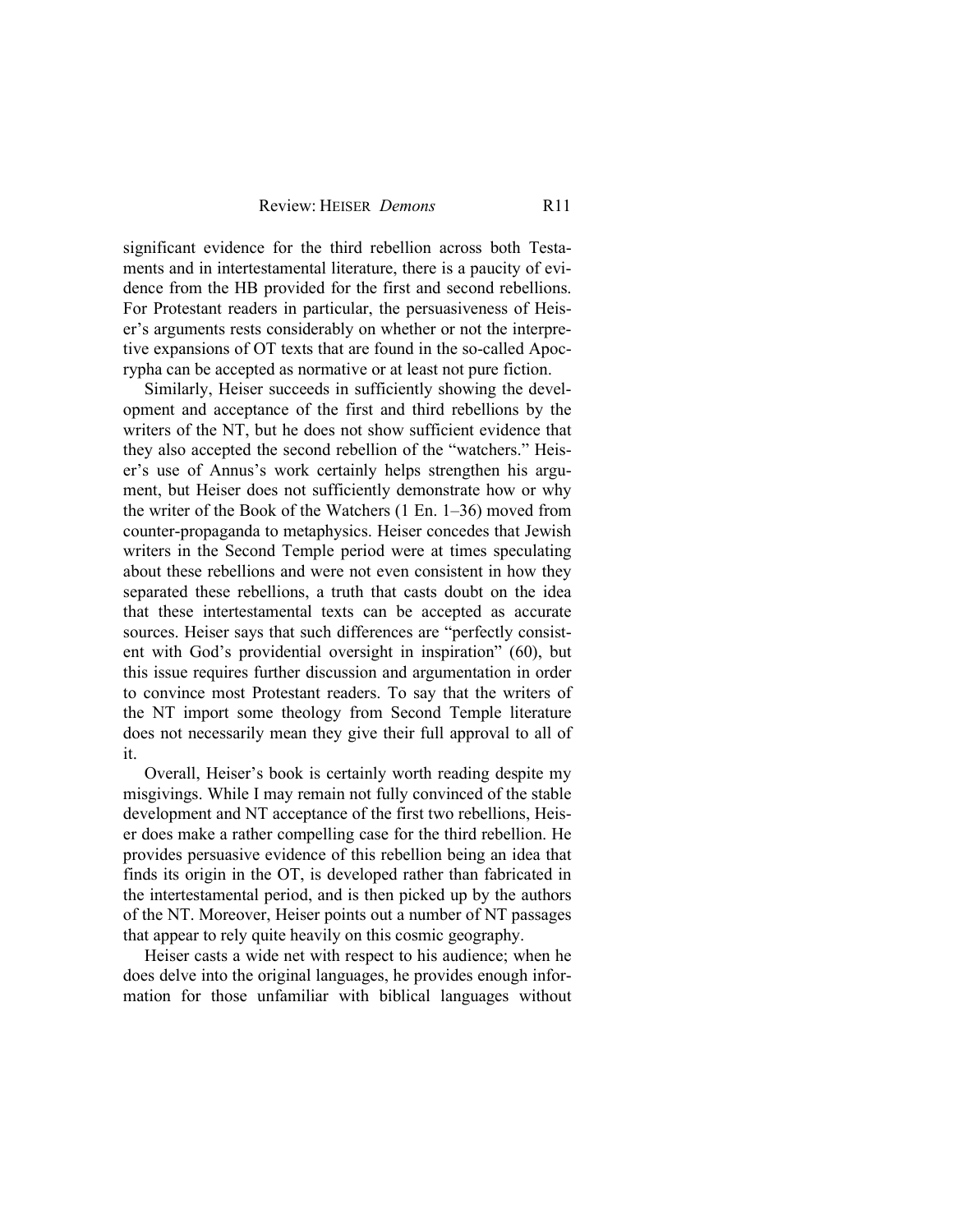significant evidence for the third rebellion across both Testaments and in intertestamental literature, there is a paucity of evidence from the HB provided for the first and second rebellions. For Protestant readers in particular, the persuasiveness of Heiser's arguments rests considerably on whether or not the interpretive expansions of OT texts that are found in the so-called Apocrypha can be accepted as normative or at least not pure fiction.

Similarly, Heiser succeeds in sufficiently showing the development and acceptance of the first and third rebellions by the writers of the NT, but he does not show sufficient evidence that they also accepted the second rebellion of the "watchers." Heiser's use of Annus's work certainly helps strengthen his argument, but Heiser does not sufficiently demonstrate how or why the writer of the Book of the Watchers (1 En. 1–36) moved from counter-propaganda to metaphysics. Heiser concedes that Jewish writers in the Second Temple period were at times speculating about these rebellions and were not even consistent in how they separated these rebellions, a truth that casts doubt on the idea that these intertestamental texts can be accepted as accurate sources. Heiser says that such differences are "perfectly consistent with God's providential oversight in inspiration" (60), but this issue requires further discussion and argumentation in order to convince most Protestant readers. To say that the writers of the NT import some theology from Second Temple literature does not necessarily mean they give their full approval to all of it.

Overall, Heiser's book is certainly worth reading despite my misgivings. While I may remain not fully convinced of the stable development and NT acceptance of the first two rebellions, Heiser does make a rather compelling case for the third rebellion. He provides persuasive evidence of this rebellion being an idea that finds its origin in the OT, is developed rather than fabricated in the intertestamental period, and is then picked up by the authors of the NT. Moreover, Heiser points out a number of NT passages that appear to rely quite heavily on this cosmic geography.

Heiser casts a wide net with respect to his audience; when he does delve into the original languages, he provides enough information for those unfamiliar with biblical languages without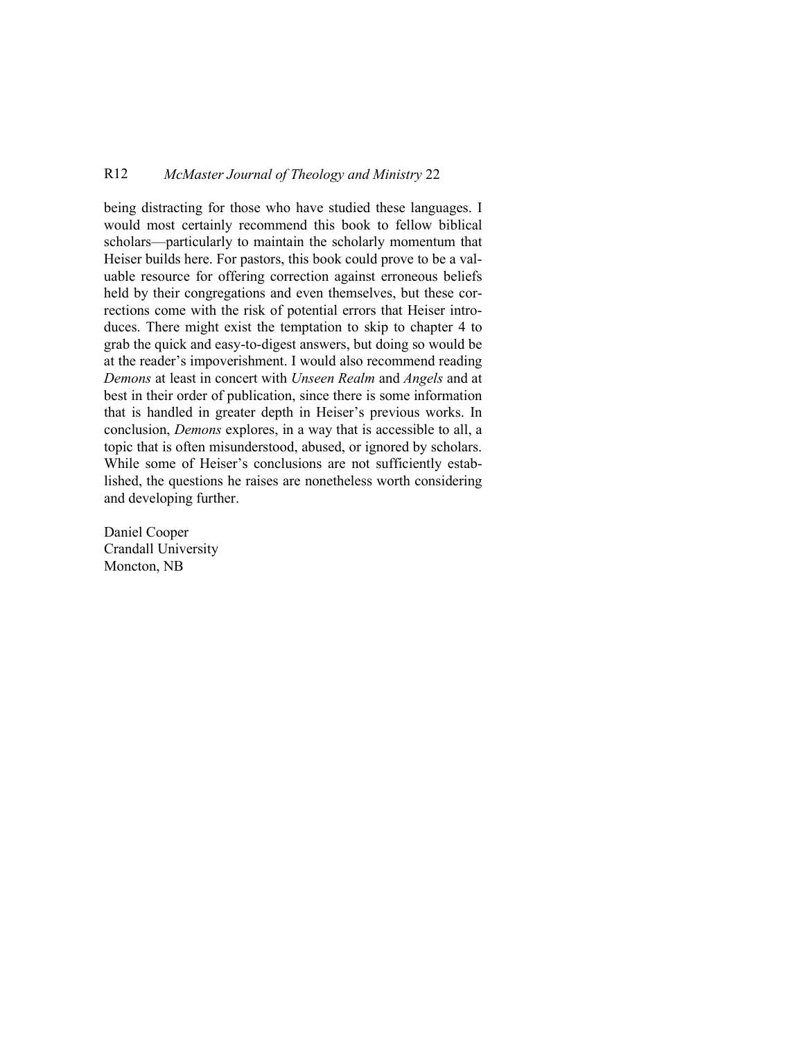being distracting for those who have studied these languages. I would most certainly recommend this book to fellow biblical scholars—particularly to maintain the scholarly momentum that Heiser builds here. For pastors, this book could prove to be a valuable resource for offering correction against erroneous beliefs held by their congregations and even themselves, but these corrections come with the risk of potential errors that Heiser introduces. There might exist the temptation to skip to chapter 4 to grab the quick and easy-to-digest answers, but doing so would be at the reader's impoverishment. I would also recommend reading *Demons* at least in concert with *Unseen Realm* and *Angels* and at best in their order of publication, since there is some information that is handled in greater depth in Heiser's previous works. In conclusion, *Demons* explores, in a way that is accessible to all, a topic that is often misunderstood, abused, or ignored by scholars. While some of Heiser's conclusions are not sufficiently established, the questions he raises are nonetheless worth considering and developing further.

Daniel Cooper
Crandall University
Moncton, NB